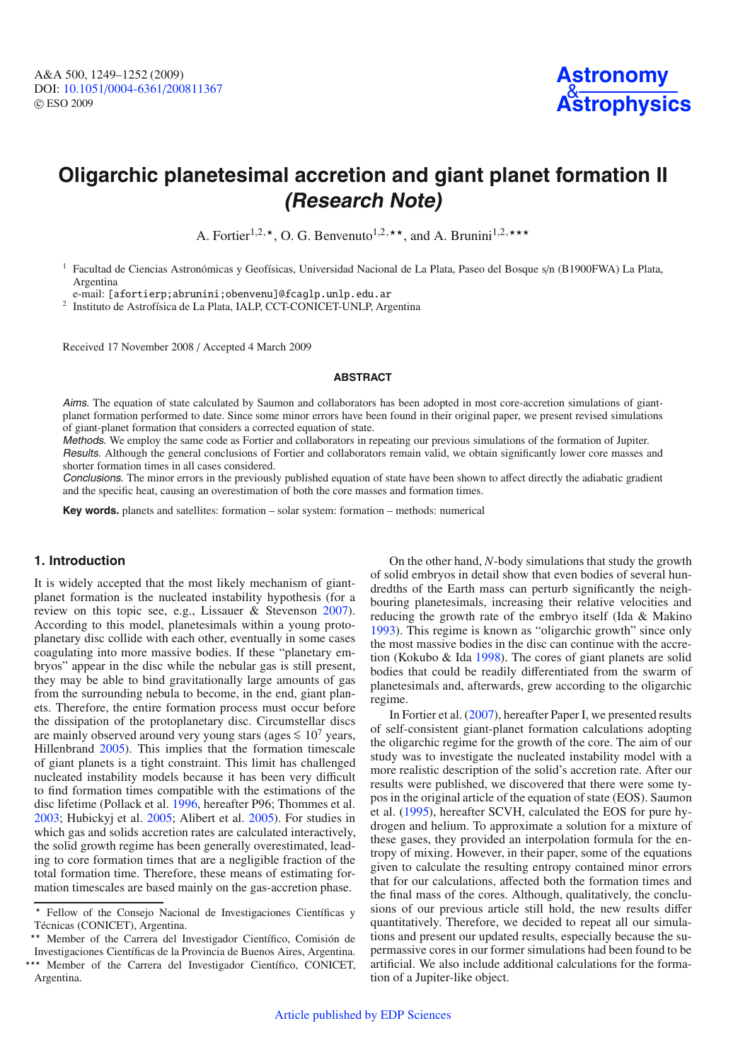# Oligarchic planetesimal accretion and giant planet formation II *(Research Note)*

A. Fortier[1,2,⋆], O. G. Benvenuto[1,2,⋆⋆], and A. Brunini[1,2,⋆⋆⋆]

[1] Facultad de Ciencias Astronómicas y Geofísicas, Universidad Nacional de La Plata, Paseo del Bosque s/n (B1900FWA) La Plata, Argentina
e-mail: [afortierp;abrunini;obenvenu]@fcaglp.unlp.edu.ar

[2] Instituto de Astrofísica de La Plata, IALP, CCT-CONICET-UNLP, Argentina

Received 17 November 2008 / Accepted 4 March 2009

## ABSTRACT

*Aims.* The equation of state calculated by Saumon and collaborators has been adopted in most core-accretion simulations of giant-planet formation performed to date. Since some minor errors have been found in their original paper, we present revised simulations of giant-planet formation that considers a corrected equation of state.

*Methods.* We employ the same code as Fortier and collaborators in repeating our previous simulations of the formation of Jupiter.

*Results.* Although the general conclusions of Fortier and collaborators remain valid, we obtain significantly lower core masses and shorter formation times in all cases considered.

*Conclusions.* The minor errors in the previously published equation of state have been shown to affect directly the adiabatic gradient and the specific heat, causing an overestimation of both the core masses and formation times.

**Key words.** planets and satellites: formation – solar system: formation – methods: numerical

## 1. Introduction

It is widely accepted that the most likely mechanism of giant-planet formation is the nucleated instability hypothesis (for a review on this topic see, e.g., Lissauer & Stevenson 2007). According to this model, planetesimals within a young protoplanetary disc collide with each other, eventually in some cases coagulating into more massive bodies. If these "planetary embryos" appear in the disc while the nebular gas is still present, they may be able to bind gravitationally large amounts of gas from the surrounding nebula to become, in the end, giant planets. Therefore, the entire formation process must occur before the dissipation of the protoplanetary disc. Circumstellar discs are mainly observed around very young stars (ages $\lesssim 10^7$ years, Hillenbrand 2005). This implies that the formation timescale of giant planets is a tight constraint. This limit has challenged nucleated instability models because it has been very difficult to find formation times compatible with the estimations of the disc lifetime (Pollack et al. 1996, hereafter P96; Thommes et al. 2003; Hubickyj et al. 2005; Alibert et al. 2005). For studies in which gas and solids accretion rates are calculated interactively, the solid growth regime has been generally overestimated, leading to core formation times that are a negligible fraction of the total formation time. Therefore, these means of estimating formation timescales are based mainly on the gas-accretion phase.

On the other hand, *N*-body simulations that study the growth of solid embryos in detail show that even bodies of several hundredths of the Earth mass can perturb significantly the neighbouring planetesimals, increasing their relative velocities and reducing the growth rate of the embryo itself (Ida & Makino 1993). This regime is known as "oligarchic growth" since only the most massive bodies in the disc can continue with the accretion (Kokubo & Ida 1998). The cores of giant planets are solid bodies that could be readily differentiated from the swarm of planetesimals and, afterwards, grew according to the oligarchic regime.

In Fortier et al. (2007), hereafter Paper I, we presented results of self-consistent giant-planet formation calculations adopting the oligarchic regime for the growth of the core. The aim of our study was to investigate the nucleated instability model with a more realistic description of the solid's accretion rate. After our results were published, we discovered that there were some typos in the original article of the equation of state (EOS). Saumon et al. (1995), hereafter SCVH, calculated the EOS for pure hydrogen and helium. To approximate a solution for a mixture of these gases, they provided an interpolation formula for the entropy of mixing. However, in their paper, some of the equations given to calculate the resulting entropy contained minor errors that for our calculations, affected both the formation times and the final mass of the cores. Although, qualitatively, the conclusions of our previous article still hold, the new results differ quantitatively. Therefore, we decided to repeat all our simulations and present our updated results, especially because the supermassive cores in our former simulations had been found to be artificial. We also include additional calculations for the formation of a Jupiter-like object.

⋆ Fellow of the Consejo Nacional de Investigaciones Científicas y Técnicas (CONICET), Argentina.

⋆⋆ Member of the Carrera del Investigador Científico, Comisión de Investigaciones Científicas de la Provincia de Buenos Aires, Argentina.

⋆⋆⋆ Member of the Carrera del Investigador Científico, CONICET, Argentina.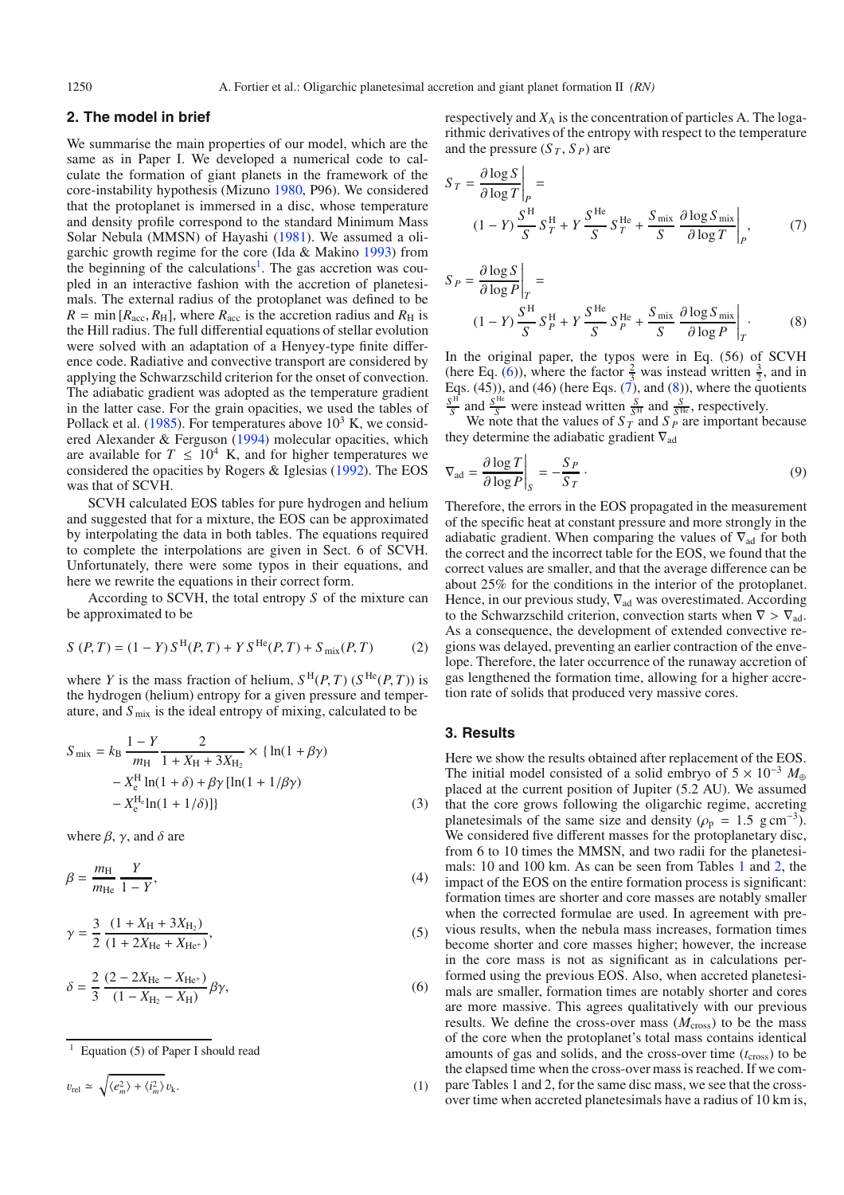## 2. The model in brief

We summarise the main properties of our model, which are the same as in Paper I. We developed a numerical code to calculate the formation of giant planets in the framework of the core-instability hypothesis (Mizuno 1980, P96). We considered that the protoplanet is immersed in a disc, whose temperature and density profile correspond to the standard Minimum Mass Solar Nebula (MMSN) of Hayashi (1981). We assumed a oligarchic growth regime for the core (Ida & Makino 1993) from the beginning of the calculations[1]. The gas accretion was coupled in an interactive fashion with the accretion of planetesimals. The external radius of the protoplanet was defined to be $R = \min\left[R_{\rm acc}, R_{\rm H}\right]$, where $R_{\rm acc}$ is the accretion radius and $R_{\rm H}$ is the Hill radius. The full differential equations of stellar evolution were solved with an adaptation of a Henyey-type finite difference code. Radiative and convective transport are considered by applying the Schwarzschild criterion for the onset of convection. The adiabatic gradient was adopted as the temperature gradient in the latter case. For the grain opacities, we used the tables of Pollack et al. (1985). For temperatures above $10^3$ K, we considered Alexander & Ferguson (1994) molecular opacities, which are available for $T \leq 10^4$ K, and for higher temperatures we considered the opacities by Rogers & Iglesias (1992). The EOS was that of SCVH.

SCVH calculated EOS tables for pure hydrogen and helium and suggested that for a mixture, the EOS can be approximated by interpolating the data in both tables. The equations required to complete the interpolations are given in Sect. 6 of SCVH. Unfortunately, there were some typos in their equations, and here we rewrite the equations in their correct form.

According to SCVH, the total entropy $S$ of the mixture can be approximated to be

$$S\,(P,T) = (1-Y)\,S^{\rm H}(P,T) + Y\,S^{\rm He}(P,T) + S_{\rm mix}(P,T) \tag{2}$$

where $Y$ is the mass fraction of helium, $S^{\rm H}(P,T)$ ($S^{\rm He}(P,T)$) is the hydrogen (helium) entropy for a given pressure and temperature, and $S_{\rm mix}$ is the ideal entropy of mixing, calculated to be

$$\begin{aligned} S_{\rm mix} = k_{\rm B}\,\frac{1-Y}{m_{\rm H}}\,\frac{2}{1+X_{\rm H}+3X_{\rm H_2}} \times \{\ln(1+\beta\gamma) \\ - X_{\rm e}^{\rm H}\ln(1+\delta) + \beta\gamma\left[\ln(1+1/\beta\gamma)\right. \\ \left. - X_{\rm e}^{\rm He}\ln(1+1/\delta)\right]\} \end{aligned} \tag{3}$$

where $\beta$, $\gamma$, and $\delta$ are

$$\beta = \frac{m_{\rm H}}{m_{\rm He}}\,\frac{Y}{1-Y}, \tag{4}$$

$$\gamma = \frac{3}{2}\,\frac{(1+X_{\rm H}+3X_{\rm H_2})}{(1+2X_{\rm He}+X_{\rm He^+})}, \tag{5}$$

$$\delta = \frac{2}{3}\,\frac{(2-2X_{\rm He}-X_{\rm He^+})}{(1-X_{\rm H_2}-X_{\rm H})}\,\beta\gamma, \tag{6}$$

respectively and $X_{\rm A}$ is the concentration of particles A. The logarithmic derivatives of the entropy with respect to the temperature and the pressure ($S_T$, $S_P$) are

$$S_T = \left.\frac{\partial \log S}{\partial \log T}\right|_P = (1-Y)\,\frac{S^{\rm H}}{S}\,S_T^{\rm H} + Y\,\frac{S^{\rm He}}{S}\,S_T^{\rm He} + \frac{S_{\rm mix}}{S}\left.\frac{\partial \log S_{\rm mix}}{\partial \log T}\right|_P, \tag{7}$$

$$S_P = \left.\frac{\partial \log S}{\partial \log P}\right|_T = (1-Y)\,\frac{S^{\rm H}}{S}\,S_P^{\rm H} + Y\,\frac{S^{\rm He}}{S}\,S_P^{\rm He} + \frac{S_{\rm mix}}{S}\left.\frac{\partial \log S_{\rm mix}}{\partial \log P}\right|_T. \tag{8}$$

In the original paper, the typos were in Eq. (56) of SCVH (here Eq. (6)), where the factor $\frac{2}{3}$ was instead written $\frac{3}{2}$, and in Eqs. (45)), and (46) (here Eqs. (7), and (8)), where the quotients $\frac{S^{\rm H}}{S}$ and $\frac{S^{\rm He}}{S}$ were instead written $\frac{S}{S^{\rm H}}$ and $\frac{S}{S^{\rm He}}$, respectively.

We note that the values of $S_T$ and $S_P$ are important because they determine the adiabatic gradient $\nabla_{\rm ad}$

$$\nabla_{\rm ad} = \left.\frac{\partial \log T}{\partial \log P}\right|_S = -\frac{S_P}{S_T}\cdot \tag{9}$$

Therefore, the errors in the EOS propagated in the measurement of the specific heat at constant pressure and more strongly in the adiabatic gradient. When comparing the values of $\nabla_{\rm ad}$ for both the correct and the incorrect table for the EOS, we found that the correct values are smaller, and that the average difference can be about 25% for the conditions in the interior of the protoplanet. Hence, in our previous study, $\nabla_{\rm ad}$ was overestimated. According to the Schwarzschild criterion, convection starts when $\nabla > \nabla_{\rm ad}$. As a consequence, the development of extended convective regions was delayed, preventing an earlier contraction of the envelope. Therefore, the later occurrence of the runaway accretion of gas lengthened the formation time, allowing for a higher accretion rate of solids that produced very massive cores.

## 3. Results

Here we show the results obtained after replacement of the EOS. The initial model consisted of a solid embryo of $5\times10^{-3}\,M_\oplus$ placed at the current position of Jupiter (5.2 AU). We assumed that the core grows following the oligarchic regime, accreting planetesimals of the same size and density ($\rho_{\rm p} = 1.5$ g cm$^{-3}$). We considered five different masses for the protoplanetary disc, from 6 to 10 times the MMSN, and two radii for the planetesimals: 10 and 100 km. As can be seen from Tables 1 and 2, the impact of the EOS on the entire formation process is significant: formation times are shorter and core masses are notably smaller when the corrected formulae are used. In agreement with previous results, when the nebula mass increases, formation times become shorter and core masses higher; however, the increase in the core mass is not as significant as in calculations performed using the previous EOS. Also, when accreted planetesimals are smaller, formation times are notably shorter and cores are more massive. This agrees qualitatively with our previous results. We define the cross-over mass ($M_{\rm cross}$) to be the mass of the core when the protoplanet's total mass contains identical amounts of gas and solids, and the cross-over time ($t_{\rm cross}$) to be the elapsed time when the cross-over mass is reached. If we compare Tables 1 and 2, for the same disc mass, we see that the cross-over time when accreted planetesimals have a radius of 10 km is,

[1] Equation (5) of Paper I should read

$$v_{\rm rel} \simeq \sqrt{\langle e_m^2\rangle + \langle i_m^2\rangle}\,v_{\rm k}. \tag{1}$$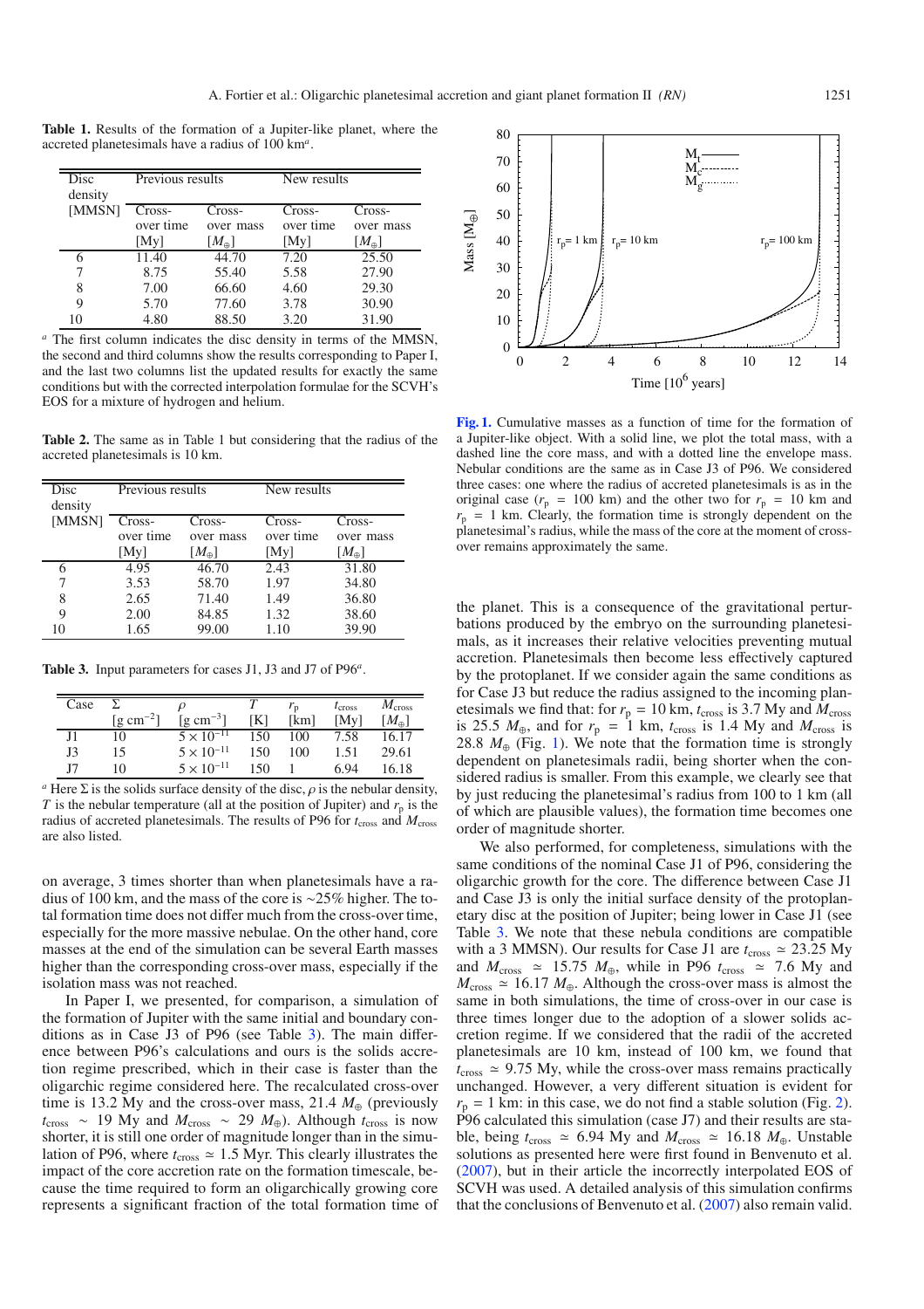**Table 1.** Results of the formation of a Jupiter-like planet, where the accreted planetesimals have a radius of 100 km[a].

| Disc density [MMSN] | Previous results | | New results | |
|---|---|---|---|---|
| | Cross-over time [My] | Cross-over mass [$M_\oplus$] | Cross-over time [My] | Cross-over mass [$M_\oplus$] |
| 6 | 11.40 | 44.70 | 7.20 | 25.50 |
| 7 | 8.75 | 55.40 | 5.58 | 27.90 |
| 8 | 7.00 | 66.60 | 4.60 | 29.30 |
| 9 | 5.70 | 77.60 | 3.78 | 30.90 |
| 10 | 4.80 | 88.50 | 3.20 | 31.90 |

[a] The first column indicates the disc density in terms of the MMSN, the second and third columns show the results corresponding to Paper I, and the last two columns list the updated results for exactly the same conditions but with the corrected interpolation formulae for the SCVH's EOS for a mixture of hydrogen and helium.

**Table 2.** The same as in Table 1 but considering that the radius of the accreted planetesimals is 10 km.

| Disc density [MMSN] | Previous results | | New results | |
|---|---|---|---|---|
| | Cross-over time [My] | Cross-over mass [$M_\oplus$] | Cross-over time [My] | Cross-over mass [$M_\oplus$] |
| 6 | 4.95 | 46.70 | 2.43 | 31.80 |
| 7 | 3.53 | 58.70 | 1.97 | 34.80 |
| 8 | 2.65 | 71.40 | 1.49 | 36.80 |
| 9 | 2.00 | 84.85 | 1.32 | 38.60 |
| 10 | 1.65 | 99.00 | 1.10 | 39.90 |

**Table 3.** Input parameters for cases J1, J3 and J7 of P96[a].

| Case | $\Sigma$ [g cm$^{-2}$] | $\rho$ [g cm$^{-3}$] | $T$ [K] | $r_p$ [km] | $t_{cross}$ [My] | $M_{cross}$ [$M_\oplus$] |
|---|---|---|---|---|---|---|
| J1 | 10 | $5 \times 10^{-11}$ | 150 | 100 | 7.58 | 16.17 |
| J3 | 15 | $5 \times 10^{-11}$ | 150 | 100 | 1.51 | 29.61 |
| J7 | 10 | $5 \times 10^{-11}$ | 150 | 1 | 6.94 | 16.18 |

[a] Here $\Sigma$ is the solids surface density of the disc, $\rho$ is the nebular density, $T$ is the nebular temperature (all at the position of Jupiter) and $r_p$ is the radius of accreted planetesimals. The results of P96 for $t_{cross}$ and $M_{cross}$ are also listed.

on average, 3 times shorter than when planetesimals have a radius of 100 km, and the mass of the core is ~25% higher. The total formation time does not differ much from the cross-over time, especially for the more massive nebulae. On the other hand, core masses at the end of the simulation can be several Earth masses higher than the corresponding cross-over mass, especially if the isolation mass was not reached.

In Paper I, we presented, for comparison, a simulation of the formation of Jupiter with the same initial and boundary conditions as in Case J3 of P96 (see Table 3). The main difference between P96's calculations and ours is the solids accretion regime prescribed, which in their case is faster than the oligarchic regime considered here. The recalculated cross-over time is 13.2 My and the cross-over mass, 21.4 $M_\oplus$ (previously $t_{cross} \sim 19$ My and $M_{cross} \sim 29$ $M_\oplus$). Although $t_{cross}$ is now shorter, it is still one order of magnitude longer than in the simulation of P96, where $t_{cross} \simeq 1.5$ Myr. This clearly illustrates the impact of the core accretion rate on the formation timescale, because the time required to form an oligarchically growing core represents a significant fraction of the total formation time of the planet. This is a consequence of the gravitational perturbations produced by the embryo on the surrounding planetesimals, as it increases their relative velocities preventing mutual accretion. Planetesimals then become less effectively captured by the protoplanet. If we consider again the same conditions as for Case J3 but reduce the radius assigned to the incoming planetesimals we find that: for $r_p = 10$ km, $t_{cross}$ is 3.7 My and $M_{cross}$ is 25.5 $M_\oplus$, and for $r_p = 1$ km, $t_{cross}$ is 1.4 My and $M_{cross}$ is 28.8 $M_\oplus$ (Fig. 1). We note that the formation time is strongly dependent on planetesimals radii, being shorter when the considered radius is smaller. From this example, we clearly see that by just reducing the planetesimal's radius from 100 to 1 km (all of which are plausible values), the formation time becomes one order of magnitude shorter.

**Fig. 1.** Cumulative masses as a function of time for the formation of a Jupiter-like object. With a solid line, we plot the total mass, with a dashed line the core mass, and with a dotted line the envelope mass. Nebular conditions are the same as in Case J3 of P96. We considered three cases: one where the radius of accreted planetesimals is as in the original case ($r_p = 100$ km) and the other two for $r_p = 10$ km and $r_p = 1$ km. Clearly, the formation time is strongly dependent on the planetesimal's radius, while the mass of the core at the moment of cross-over remains approximately the same.

We also performed, for completeness, simulations with the same conditions of the nominal Case J1 of P96, considering the oligarchic growth for the core. The difference between Case J1 and Case J3 is only the initial surface density of the protoplanetary disc at the position of Jupiter; being lower in Case J1 (see Table 3). We note that these nebula conditions are compatible with a 3 MMSN). Our results for Case J1 are $t_{cross} \simeq 23.25$ My and $M_{cross} \simeq 15.75$ $M_\oplus$, while in P96 $t_{cross} \simeq 7.6$ My and $M_{cross} \simeq 16.17$ $M_\oplus$. Although the cross-over mass is almost the same in both simulations, the time of cross-over in our case is three times longer due to the adoption of a slower solids accretion regime. If we considered that the radii of the accreted planetesimals are 10 km, instead of 100 km, we found that $t_{cross} \simeq 9.75$ My, while the cross-over mass remains practically unchanged. However, a very different situation is evident for $r_p = 1$ km: in this case, we do not find a stable solution (Fig. 2). P96 calculated this simulation (case J7) and their results are stable, being $t_{cross} \simeq 6.94$ My and $M_{cross} \simeq 16.18$ $M_\oplus$. Unstable solutions as presented here were first found in Benvenuto et al. (2007), but in their article the incorrectly interpolated EOS of SCVH was used. A detailed analysis of this simulation confirms that the conclusions of Benvenuto et al. (2007) also remain valid.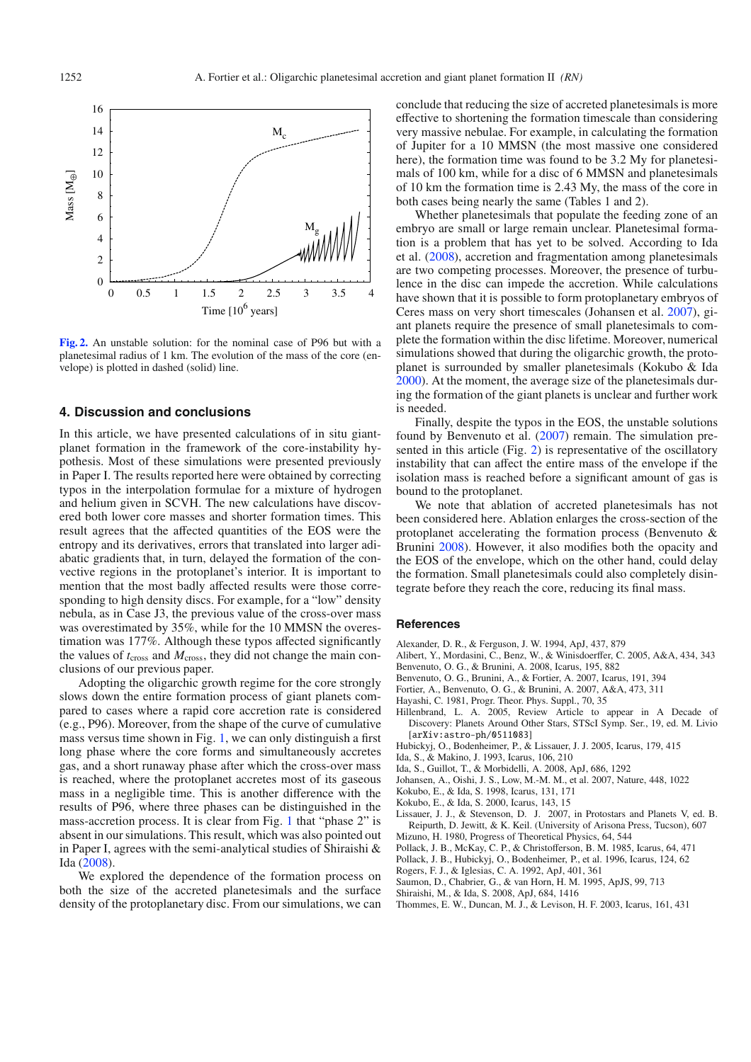16
14
12
10
8
6
4
2
0
Mass [$M_\oplus$]
0 0.5 1 1.5 2 2.5 3 3.5 4
Time [$10^6$ years]
$M_c$
$M_g$

**Fig. 2.** An unstable solution: for the nominal case of P96 but with a planetesimal radius of 1 km. The evolution of the mass of the core (envelope) is plotted in dashed (solid) line.

## 4. Discussion and conclusions

In this article, we have presented calculations of in situ giant-planet formation in the framework of the core-instability hypothesis. Most of these simulations were presented previously in Paper I. The results reported here were obtained by correcting typos in the interpolation formulae for a mixture of hydrogen and helium given in SCVH. The new calculations have discovered both lower core masses and shorter formation times. This result agrees that the affected quantities of the EOS were the entropy and its derivatives, errors that translated into larger adiabatic gradients that, in turn, delayed the formation of the convective regions in the protoplanet's interior. It is important to mention that the most badly affected results were those corresponding to high density discs. For example, for a "low" density nebula, as in Case J3, the previous value of the cross-over mass was overestimated by 35%, while for the 10 MMSN the overestimation was 177%. Although these typos affected significantly the values of $t_{\rm cross}$ and $M_{\rm cross}$, they did not change the main conclusions of our previous paper.

Adopting the oligarchic growth regime for the core strongly slows down the entire formation process of giant planets compared to cases where a rapid core accretion rate is considered (e.g., P96). Moreover, from the shape of the curve of cumulative mass versus time shown in Fig. 1, we can only distinguish a first long phase where the core forms and simultaneously accretes gas, and a short runaway phase after which the cross-over mass is reached, where the protoplanet accretes most of its gaseous mass in a negligible time. This is another difference with the results of P96, where three phases can be distinguished in the mass-accretion process. It is clear from Fig. 1 that "phase 2" is absent in our simulations. This result, which was also pointed out in Paper I, agrees with the semi-analytical studies of Shiraishi & Ida (2008).

We explored the dependence of the formation process on both the size of the accreted planetesimals and the surface density of the protoplanetary disc. From our simulations, we can conclude that reducing the size of accreted planetesimals is more effective to shortening the formation timescale than considering very massive nebulae. For example, in calculating the formation of Jupiter for a 10 MMSN (the most massive one considered here), the formation time was found to be 3.2 My for planetesimals of 100 km, while for a disc of 6 MMSN and planetesimals of 10 km the formation time is 2.43 My, the mass of the core in both cases being nearly the same (Tables 1 and 2).

Whether planetesimals that populate the feeding zone of an embryo are small or large remain unclear. Planetesimal formation is a problem that has yet to be solved. According to Ida et al. (2008), accretion and fragmentation among planetesimals are two competing processes. Moreover, the presence of turbulence in the disc can impede the accretion. While calculations have shown that it is possible to form protoplanetary embryos of Ceres mass on very short timescales (Johansen et al. 2007), giant planets require the presence of small planetesimals to complete the formation within the disc lifetime. Moreover, numerical simulations showed that during the oligarchic growth, the protoplanet is surrounded by smaller planetesimals (Kokubo & Ida 2000). At the moment, the average size of the planetesimals during the formation of the giant planets is unclear and further work is needed.

Finally, despite the typos in the EOS, the unstable solutions found by Benvenuto et al. (2007) remain. The simulation presented in this article (Fig. 2) is representative of the oscillatory instability that can affect the entire mass of the envelope if the isolation mass is reached before a significant amount of gas is bound to the protoplanet.

We note that ablation of accreted planetesimals has not been considered here. Ablation enlarges the cross-section of the protoplanet accelerating the formation process (Benvenuto & Brunini 2008). However, it also modifies both the opacity and the EOS of the envelope, which on the other hand, could delay the formation. Small planetesimals could also completely disintegrate before they reach the core, reducing its final mass.

## References

- Alexander, D. R., & Ferguson, J. W. 1994, ApJ, 437, 879
- Alibert, Y., Mordasini, C., Benz, W., & Winisdoerffer, C. 2005, A&A, 434, 343
- Benvenuto, O. G., & Brunini, A. 2008, Icarus, 195, 882
- Benvenuto, O. G., Brunini, A., & Fortier, A. 2007, Icarus, 191, 394
- Fortier, A., Benvenuto, O. G., & Brunini, A. 2007, A&A, 473, 311
- Hayashi, C. 1981, Progr. Theor. Phys. Suppl., 70, 35
- Hillenbrand, L. A. 2005, Review Article to appear in A Decade of Discovery: Planets Around Other Stars, STScI Symp. Ser., 19, ed. M. Livio [arXiv:astro-ph/0511083]
- Hubickyj, O., Bodenheimer, P., & Lissauer, J. J. 2005, Icarus, 179, 415
- Ida, S., & Makino, J. 1993, Icarus, 106, 210
- Ida, S., Guillot, T., & Morbidelli, A. 2008, ApJ, 686, 1292
- Johansen, A., Oishi, J. S., Low, M.-M. M., et al. 2007, Nature, 448, 1022
- Kokubo, E., & Ida, S. 1998, Icarus, 131, 171
- Kokubo, E., & Ida, S. 2000, Icarus, 143, 15
- Lissauer, J. J., & Stevenson, D. J. 2007, in Protostars and Planets V, ed. B. Reipurth, D. Jewitt, & K. Keil. (University of Arisona Press, Tucson), 607
- Mizuno, H. 1980, Progress of Theoretical Physics, 64, 544
- Pollack, J. B., McKay, C. P., & Christofferson, B. M. 1985, Icarus, 64, 471
- Pollack, J. B., Hubickyj, O., Bodenheimer, P., et al. 1996, Icarus, 124, 62
- Rogers, F. J., & Iglesias, C. A. 1992, ApJ, 401, 361
- Saumon, D., Chabrier, G., & van Horn, H. M. 1995, ApJS, 99, 713
- Shiraishi, M., & Ida, S. 2008, ApJ, 684, 1416
- Thommes, E. W., Duncan, M. J., & Levison, H. F. 2003, Icarus, 161, 431